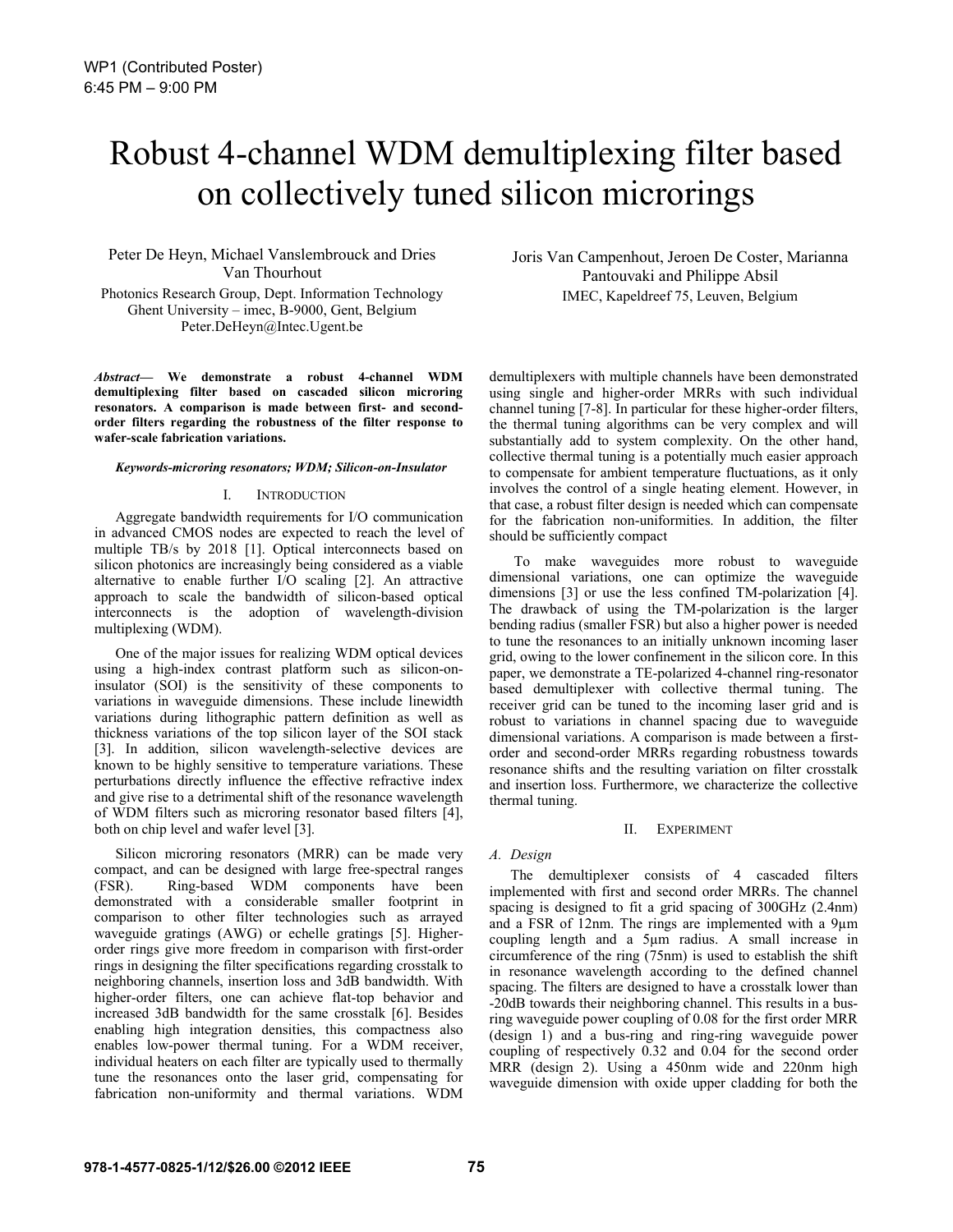WP1 (Contributed Poster)
6:45 PM – 9:00 PM

# Robust 4-channel WDM demultiplexing filter based on collectively tuned silicon microrings

Peter De Heyn, Michael Vanslembrouck and Dries Van Thourhout
Photonics Research Group, Dept. Information Technology
Ghent University – imec, B-9000, Gent, Belgium
Peter.DeHeyn@Intec.Ugent.be

Joris Van Campenhout, Jeroen De Coster, Marianna Pantouvaki and Philippe Absil
IMEC, Kapeldreef 75, Leuven, Belgium

***Abstract*— We demonstrate a robust 4-channel WDM demultiplexing filter based on cascaded silicon microring resonators. A comparison is made between first- and second-order filters regarding the robustness of the filter response to wafer-scale fabrication variations.**

***Keywords-microring resonators; WDM; Silicon-on-Insulator***

## I. Introduction

Aggregate bandwidth requirements for I/O communication in advanced CMOS nodes are expected to reach the level of multiple TB/s by 2018 [1]. Optical interconnects based on silicon photonics are increasingly being considered as a viable alternative to enable further I/O scaling [2]. An attractive approach to scale the bandwidth of silicon-based optical interconnects is the adoption of wavelength-division multiplexing (WDM).

One of the major issues for realizing WDM optical devices using a high-index contrast platform such as silicon-on-insulator (SOI) is the sensitivity of these components to variations in waveguide dimensions. These include linewidth variations during lithographic pattern definition as well as thickness variations of the top silicon layer of the SOI stack [3]. In addition, silicon wavelength-selective devices are known to be highly sensitive to temperature variations. These perturbations directly influence the effective refractive index and give rise to a detrimental shift of the resonance wavelength of WDM filters such as microring resonator based filters [4], both on chip level and wafer level [3].

Silicon microring resonators (MRR) can be made very compact, and can be designed with large free-spectral ranges (FSR). Ring-based WDM components have been demonstrated with a considerable smaller footprint in comparison to other filter technologies such as arrayed waveguide gratings (AWG) or echelle gratings [5]. Higher-order rings give more freedom in comparison with first-order rings in designing the filter specifications regarding crosstalk to neighboring channels, insertion loss and 3dB bandwidth. With higher-order filters, one can achieve flat-top behavior and increased 3dB bandwidth for the same crosstalk [6]. Besides enabling high integration densities, this compactness also enables low-power thermal tuning. For a WDM receiver, individual heaters on each filter are typically used to thermally tune the resonances onto the laser grid, compensating for fabrication non-uniformity and thermal variations. WDM demultiplexers with multiple channels have been demonstrated using single and higher-order MRRs with such individual channel tuning [7-8]. In particular for these higher-order filters, the thermal tuning algorithms can be very complex and will substantially add to system complexity. On the other hand, collective thermal tuning is a potentially much easier approach to compensate for ambient temperature fluctuations, as it only involves the control of a single heating element. However, in that case, a robust filter design is needed which can compensate for the fabrication non-uniformities. In addition, the filter should be sufficiently compact

To make waveguides more robust to waveguide dimensional variations, one can optimize the waveguide dimensions [3] or use the less confined TM-polarization [4]. The drawback of using the TM-polarization is the larger bending radius (smaller FSR) but also a higher power is needed to tune the resonances to an initially unknown incoming laser grid, owing to the lower confinement in the silicon core. In this paper, we demonstrate a TE-polarized 4-channel ring-resonator based demultiplexer with collective thermal tuning. The receiver grid can be tuned to the incoming laser grid and is robust to variations in channel spacing due to waveguide dimensional variations. A comparison is made between a first-order and second-order MRRs regarding robustness towards resonance shifts and the resulting variation on filter crosstalk and insertion loss. Furthermore, we characterize the collective thermal tuning.

## II. Experiment

### A. Design

The demultiplexer consists of 4 cascaded filters implemented with first and second order MRRs. The channel spacing is designed to fit a grid spacing of 300GHz (2.4nm) and a FSR of 12nm. The rings are implemented with a 9µm coupling length and a 5µm radius. A small increase in circumference of the ring (75nm) is used to establish the shift in resonance wavelength according to the defined channel spacing. The filters are designed to have a crosstalk lower than -20dB towards their neighboring channel. This results in a bus-ring waveguide power coupling of 0.08 for the first order MRR (design 1) and a bus-ring and ring-ring waveguide power coupling of respectively 0.32 and 0.04 for the second order MRR (design 2). Using a 450nm wide and 220nm high waveguide dimension with oxide upper cladding for both the

978-1-4577-0825-1/12/$26.00 ©2012 IEEE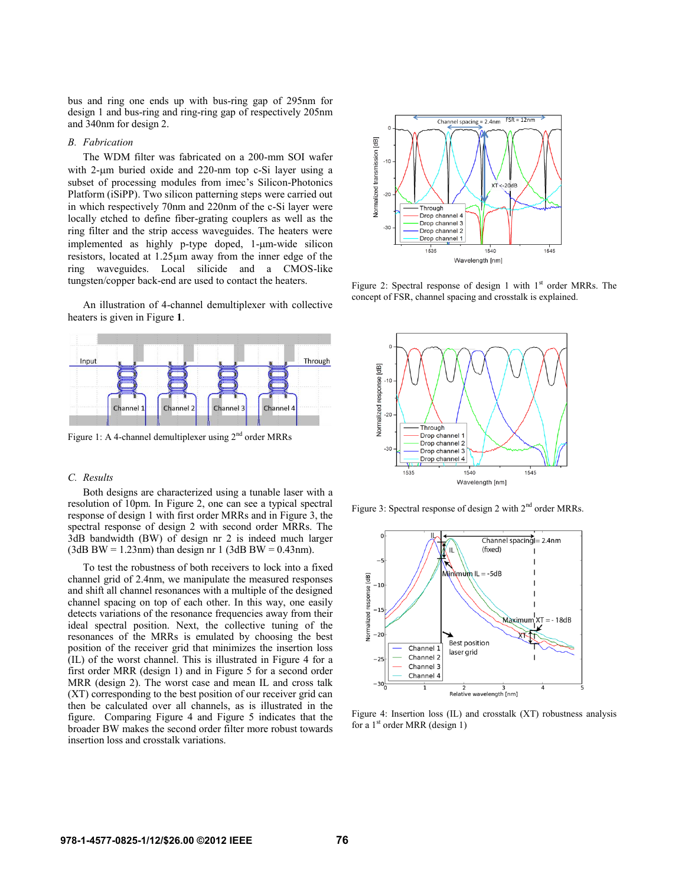bus and ring one ends up with bus-ring gap of 295nm for design 1 and bus-ring and ring-ring gap of respectively 205nm and 340nm for design 2.

### *B. Fabrication*

The WDM filter was fabricated on a 200-mm SOI wafer with 2-µm buried oxide and 220-nm top c-Si layer using a subset of processing modules from imec's Silicon-Photonics Platform (iSiPP). Two silicon patterning steps were carried out in which respectively 70nm and 220nm of the c-Si layer were locally etched to define fiber-grating couplers as well as the ring filter and the strip access waveguides. The heaters were implemented as highly p-type doped, 1-µm-wide silicon resistors, located at 1.25µm away from the inner edge of the ring waveguides. Local silicide and a CMOS-like tungsten/copper back-end are used to contact the heaters.

An illustration of 4-channel demultiplexer with collective heaters is given in Figure **1**.

Figure 1: A 4-channel demultiplexer using 2[nd] order MRRs

### *C. Results*

Both designs are characterized using a tunable laser with a resolution of 10pm. In Figure 2, one can see a typical spectral response of design 1 with first order MRRs and in Figure 3, the spectral response of design 2 with second order MRRs. The 3dB bandwidth (BW) of design nr 2 is indeed much larger (3dB BW = 1.23nm) than design nr 1 (3dB BW = 0.43nm).

To test the robustness of both receivers to lock into a fixed channel grid of 2.4nm, we manipulate the measured responses and shift all channel resonances with a multiple of the designed channel spacing on top of each other. In this way, one easily detects variations of the resonance frequencies away from their ideal spectral position. Next, the collective tuning of the resonances of the MRRs is emulated by choosing the best position of the receiver grid that minimizes the insertion loss (IL) of the worst channel. This is illustrated in Figure 4 for a first order MRR (design 1) and in Figure 5 for a second order MRR (design 2). The worst case and mean IL and cross talk (XT) corresponding to the best position of our receiver grid can then be calculated over all channels, as is illustrated in the figure. Comparing Figure 4 and Figure 5 indicates that the broader BW makes the second order filter more robust towards insertion loss and crosstalk variations.

Figure 2: Spectral response of design 1 with 1[st] order MRRs. The concept of FSR, channel spacing and crosstalk is explained.

Figure 3: Spectral response of design 2 with 2[nd] order MRRs.

Figure 4: Insertion loss (IL) and crosstalk (XT) robustness analysis for a 1[st] order MRR (design 1)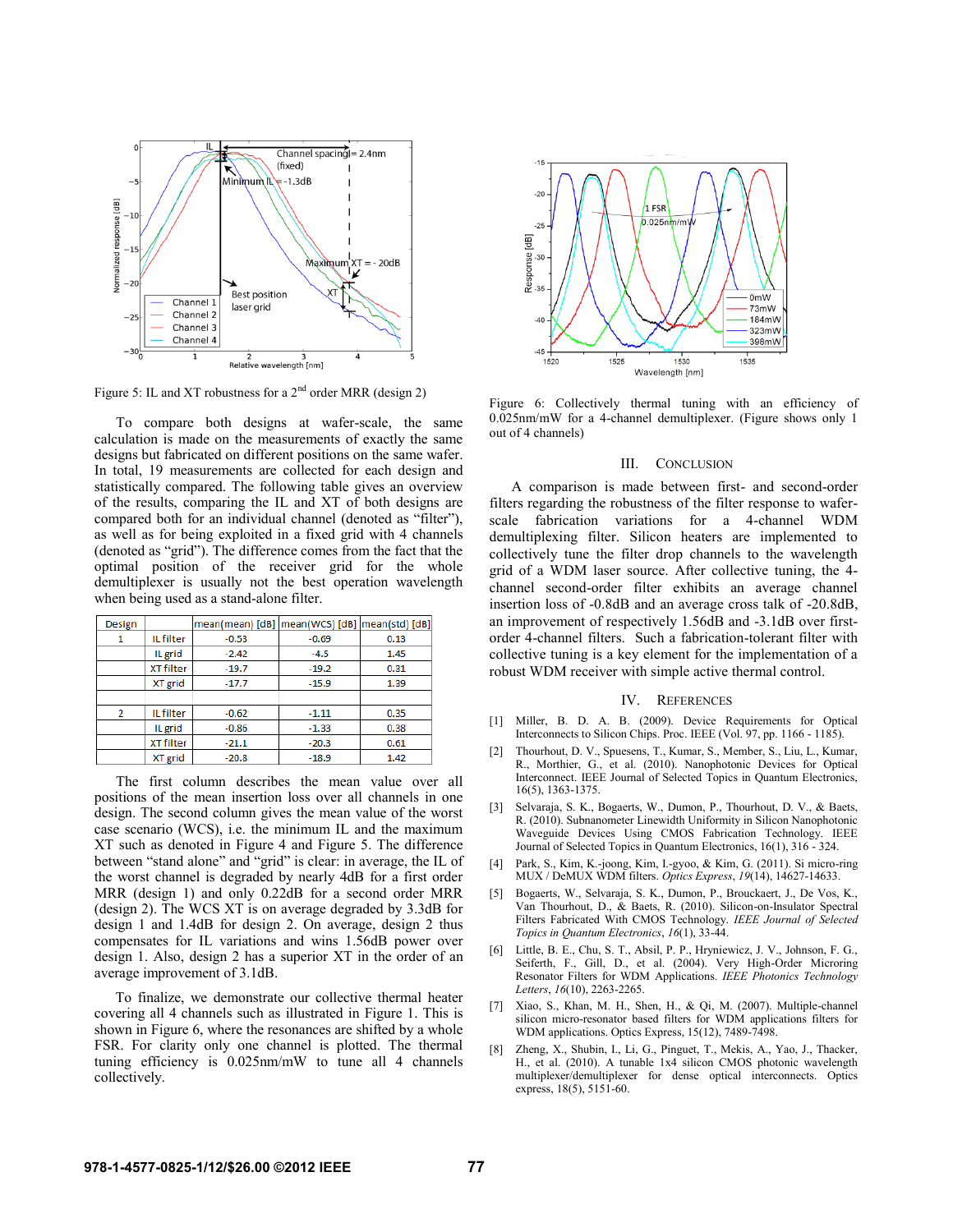IL

Channel spacing = 2.4nm (fixed)

Minimum IL = -1.3dB

Maximum XT = - 20dB

XT

Best position laser grid

Channel 1
Channel 2
Channel 3
Channel 4

Normalized response [dB]

Relative wavelength [nm]

0
−5
−10
−15
−20
−25
−30

0 1 2 3 4 5

Figure 5: IL and XT robustness for a 2nd order MRR (design 2)

To compare both designs at wafer-scale, the same calculation is made on the measurements of exactly the same designs but fabricated on different positions on the same wafer. In total, 19 measurements are collected for each design and statistically compared. The following table gives an overview of the results, comparing the IL and XT of both designs are compared both for an individual channel (denoted as "filter"), as well as for being exploited in a fixed grid with 4 channels (denoted as "grid"). The difference comes from the fact that the optimal position of the receiver grid for the whole demultiplexer is usually not the best operation wavelength when being used as a stand-alone filter.

| Design | | mean(mean) [dB] | mean(WCS) [dB] | mean(std) [dB] |
|---|---|---|---|---|
| 1 | IL filter | -0.53 | -0.69 | 0.13 |
| | IL grid | -2.42 | -4.5 | 1.45 |
| | XT filter | -19.7 | -19.2 | 0.31 |
| | XT grid | -17.7 | -15.9 | 1.39 |
| | | | | |
| 2 | IL filter | -0.62 | -1.11 | 0.35 |
| | IL grid | -0.86 | -1.33 | 0.38 |
| | XT filter | -21.1 | -20.3 | 0.61 |
| | XT grid | -20.8 | -18.9 | 1.42 |

The first column describes the mean value over all positions of the mean insertion loss over all channels in one design. The second column gives the mean value of the worst case scenario (WCS), i.e. the minimum IL and the maximum XT such as denoted in Figure 4 and Figure 5. The difference between "stand alone" and "grid" is clear: in average, the IL of the worst channel is degraded by nearly 4dB for a first order MRR (design 1) and only 0.22dB for a second order MRR (design 2). The WCS XT is on average degraded by 3.3dB for design 1 and 1.4dB for design 2. On average, design 2 thus compensates for IL variations and wins 1.56dB power over design 1. Also, design 2 has a superior XT in the order of an average improvement of 3.1dB.

To finalize, we demonstrate our collective thermal heater covering all 4 channels such as illustrated in Figure 1. This is shown in Figure 6, where the resonances are shifted by a whole FSR. For clarity only one channel is plotted. The thermal tuning efficiency is 0.025nm/mW to tune all 4 channels collectively.

1 FSR
0.025nm/mW

0mW
73mW
184mW
323mW
398mW

Response [dB]

Wavelength [nm]

-15
-20
-25
-30
-35
-40
-45

1520 1525 1530 1535

Figure 6: Collectively thermal tuning with an efficiency of 0.025nm/mW for a 4-channel demultiplexer. (Figure shows only 1 out of 4 channels)

## III. Conclusion

A comparison is made between first- and second-order filters regarding the robustness of the filter response to wafer-scale fabrication variations for a 4-channel WDM demultiplexing filter. Silicon heaters are implemented to collectively tune the filter drop channels to the wavelength grid of a WDM laser source. After collective tuning, the 4-channel second-order filter exhibits an average channel insertion loss of -0.8dB and an average cross talk of -20.8dB, an improvement of respectively 1.56dB and -3.1dB over first-order 4-channel filters. Such a fabrication-tolerant filter with collective tuning is a key element for the implementation of a robust WDM receiver with simple active thermal control.

## IV. References

[1] Miller, B. D. A. B. (2009). Device Requirements for Optical Interconnects to Silicon Chips. Proc. IEEE (Vol. 97, pp. 1166 - 1185).

[2] Thourhout, D. V., Spuesens, T., Kumar, S., Member, S., Liu, L., Kumar, R., Morthier, G., et al. (2010). Nanophotonic Devices for Optical Interconnect. IEEE Journal of Selected Topics in Quantum Electronics, 16(5), 1363-1375.

[3] Selvaraja, S. K., Bogaerts, W., Dumon, P., Thourhout, D. V., & Baets, R. (2010). Subnanometer Linewidth Uniformity in Silicon Nanophotonic Waveguide Devices Using CMOS Fabrication Technology. IEEE Journal of Selected Topics in Quantum Electronics, 16(1), 316 - 324.

[4] Park, S., Kim, K.-joong, Kim, I.-gyoo, & Kim, G. (2011). Si micro-ring MUX / DeMUX WDM filters. *Optics Express*, *19*(14), 14627-14633.

[5] Bogaerts, W., Selvaraja, S. K., Dumon, P., Brouckaert, J., De Vos, K., Van Thourhout, D., & Baets, R. (2010). Silicon-on-Insulator Spectral Filters Fabricated With CMOS Technology. *IEEE Journal of Selected Topics in Quantum Electronics*, *16*(1), 33-44.

[6] Little, B. E., Chu, S. T., Absil, P. P., Hryniewicz, J. V., Johnson, F. G., Seiferth, F., Gill, D., et al. (2004). Very High-Order Microring Resonator Filters for WDM Applications. *IEEE Photonics Technology Letters*, *16*(10), 2263-2265.

[7] Xiao, S., Khan, M. H., Shen, H., & Qi, M. (2007). Multiple-channel silicon micro-resonator based filters for WDM applications. Optics Express, 15(12), 7489-7498.

[8] Zheng, X., Shubin, I., Li, G., Pinguet, T., Mekis, A., Yao, J., Thacker, H., et al. (2010). A tunable 1x4 silicon CMOS photonic wavelength multiplexer/demultiplexer for dense optical interconnects. Optics express, 18(5), 5151-60.